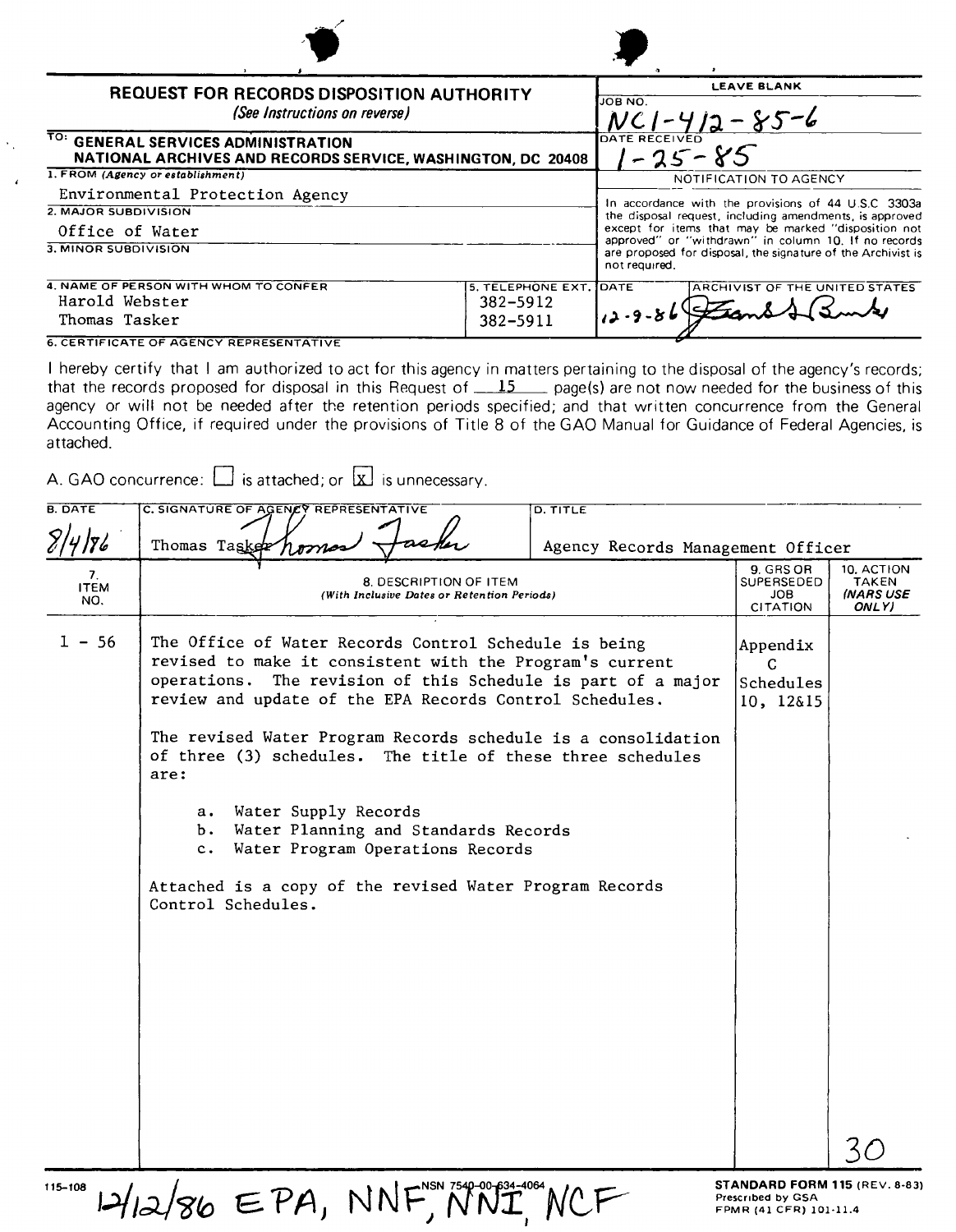# REQUEST FOR RECORDS DISPOSITION AUTHORITY

*(See Instructions on reverse)*

| | LEAVE BLANK |
|---|---|
| TO: **GENERAL SERVICES ADMINISTRATION NATIONAL ARCHIVES AND RECORDS SERVICE, WASHINGTON, DC 20408** | JOB NO. NC1-412-85-6 |
| 1. FROM (*Agency or establishment*) Environmental Protection Agency | DATE RECEIVED 1-25-85 |
| 2. MAJOR SUBDIVISION Office of Water | NOTIFICATION TO AGENCY |
| 3. MINOR SUBDIVISION | In accordance with the provisions of 44 U.S.C. 3303a the disposal request, including amendments, is approved except for items that may be marked "disposition not approved" or "withdrawn" in column 10. If no records are proposed for disposal, the signature of the Archivist is not required. |

| 4. NAME OF PERSON WITH WHOM TO CONFER | 5. TELEPHONE EXT. | DATE | ARCHIVIST OF THE UNITED STATES |
|---|---|---|---|
| Harold Webster | 382-5912 | 12-9-86 | [signature] |
| Thomas Tasker | 382-5911 | | |

6. CERTIFICATE OF AGENCY REPRESENTATIVE

I hereby certify that I am authorized to act for this agency in matters pertaining to the disposal of the agency's records; that the records proposed for disposal in this Request of 15 page(s) are not now needed for the business of this agency or will not be needed after the retention periods specified; and that written concurrence from the General Accounting Office, if required under the provisions of Title 8 of the GAO Manual for Guidance of Federal Agencies, is attached.

A. GAO concurrence: ☐ is attached; or ☒ is unnecessary.

| B. DATE | C. SIGNATURE OF AGENCY REPRESENTATIVE | D. TITLE |
|---|---|---|
| 8/4/86 | Thomas Tasker [signature] | Agency Records Management Officer |

| 7. ITEM NO. | 8. DESCRIPTION OF ITEM (*With Inclusive Dates or Retention Periods*) | 9. GRS OR SUPERSEDED JOB CITATION | 10. ACTION TAKEN (*NARS USE ONLY*) |
|---|---|---|---|
| 1 - 56 | The Office of Water Records Control Schedule is being revised to make it consistent with the Program's current operations. The revision of this Schedule is part of a major review and update of the EPA Records Control Schedules.<br><br>The revised Water Program Records schedule is a consolidation of three (3) schedules. The title of these three schedules are:<br><br>a. Water Supply Records<br>b. Water Planning and Standards Records<br>c. Water Program Operations Records<br><br>Attached is a copy of the revised Water Program Records Control Schedules. | Appendix C Schedules 10, 12&15 | |

30

115-108 12/12/86 EPA, NNF, NNI, NCF NSN 7540-00-634-4064

**STANDARD FORM 115** (REV. 8-83)
Prescribed by GSA
FPMR (41 CFR) 101-11.4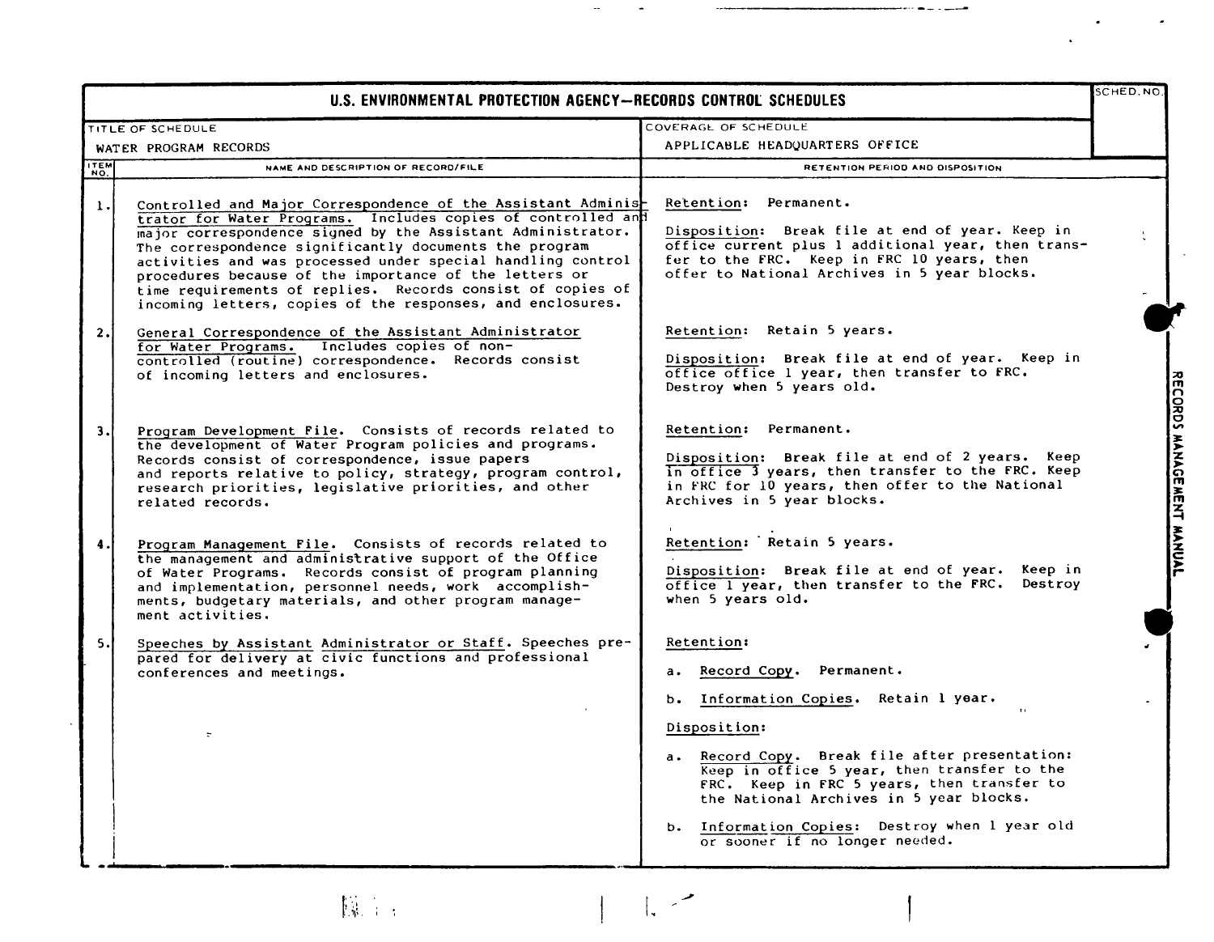# U.S. ENVIRONMENTAL PROTECTION AGENCY—RECORDS CONTROL SCHEDULES

| TITLE OF SCHEDULE | COVERAGE OF SCHEDULE | SCHED. NO. |
|---|---|---|
| WATER PROGRAM RECORDS | APPLICABLE HEADQUARTERS OFFICE | |

| ITEM NO. | NAME AND DESCRIPTION OF RECORD/FILE | RETENTION PERIOD AND DISPOSITION |
|---|---|---|
| 1. | Controlled and Major Correspondence of the Assistant Administrator for Water Programs. Includes copies of controlled and major correspondence signed by the Assistant Administrator. The correspondence significantly documents the program activities and was processed under special handling control procedures because of the importance of the letters or time requirements of replies. Records consist of copies of incoming letters, copies of the responses, and enclosures. | Retention: Permanent.<br><br>Disposition: Break file at end of year. Keep in office current plus 1 additional year, then transfer to the FRC. Keep in FRC 10 years, then offer to National Archives in 5 year blocks. |
| 2. | General Correspondence of the Assistant Administrator for Water Programs. Includes copies of non-controlled (routine) correspondence. Records consist of incoming letters and enclosures. | Retention: Retain 5 years.<br><br>Disposition: Break file at end of year. Keep in office office 1 year, then transfer to FRC. Destroy when 5 years old. |
| 3. | Program Development File. Consists of records related to the development of Water Program policies and programs. Records consist of correspondence, issue papers and reports relative to policy, strategy, program control, research priorities, legislative priorities, and other related records. | Retention: Permanent.<br><br>Disposition: Break file at end of 2 years. Keep in office 3 years, then transfer to the FRC. Keep in FRC for 10 years, then offer to the National Archives in 5 year blocks. |
| 4. | Program Management File. Consists of records related to the management and administrative support of the Office of Water Programs. Records consist of program planning and implementation, personnel needs, work accomplishments, budgetary materials, and other program management activities. | Retention: Retain 5 years.<br><br>Disposition: Break file at end of year. Keep in office 1 year, then transfer to the FRC. Destroy when 5 years old. |
| 5. | Speeches by Assistant Administrator or Staff. Speeches prepared for delivery at civic functions and professional conferences and meetings. | Retention:<br><br>a. Record Copy. Permanent.<br><br>b. Information Copies. Retain 1 year.<br><br>Disposition:<br><br>a. Record Copy. Break file after presentation: Keep in office 5 year, then transfer to the FRC. Keep in FRC 5 years, then transfer to the National Archives in 5 year blocks.<br><br>b. Information Copies: Destroy when 1 year old or sooner if no longer needed. |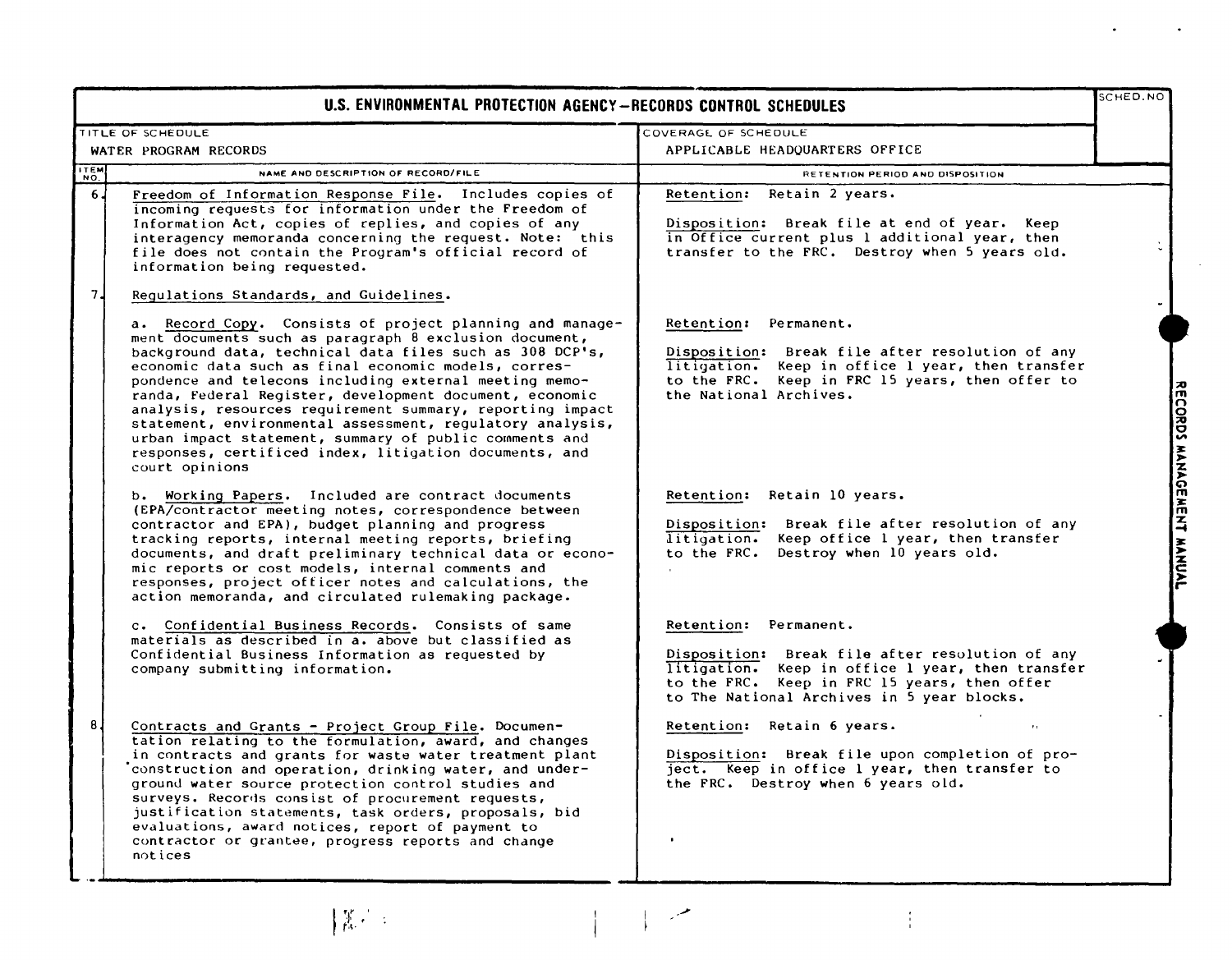# U.S. ENVIRONMENTAL PROTECTION AGENCY—RECORDS CONTROL SCHEDULES

| TITLE OF SCHEDULE | COVERAGE OF SCHEDULE | SCHED. NO |
|---|---|---|
| WATER PROGRAM RECORDS | APPLICABLE HEADQUARTERS OFFICE | |

| ITEM NO. | NAME AND DESCRIPTION OF RECORD/FILE | RETENTION PERIOD AND DISPOSITION |
|---|---|---|
| 6. | Freedom of Information Response File. Includes copies of incoming requests for information under the Freedom of Information Act, copies of replies, and copies of any interagency memoranda concerning the request. Note: this file does not contain the Program's official record of information being requested. | Retention: Retain 2 years.<br><br>Disposition: Break file at end of year. Keep in Office current plus 1 additional year, then transfer to the FRC. Destroy when 5 years old. |
| 7. | Regulations Standards, and Guidelines. | |
| | a. Record Copy. Consists of project planning and management documents such as paragraph 8 exclusion document, background data, technical data files such as 308 DCP's, economic data such as final economic models, correspondence and telecons including external meeting memoranda, Federal Register, development document, economic analysis, resources requirement summary, reporting impact statement, environmental assessment, regulatory analysis, urban impact statement, summary of public comments and responses, certificed index, litigation documents, and court opinions | Retention: Permanent.<br><br>Disposition: Break file after resolution of any litigation. Keep in office 1 year, then transfer to the FRC. Keep in FRC 15 years, then offer to the National Archives. |
| | b. Working Papers. Included are contract documents (EPA/contractor meeting notes, correspondence between contractor and EPA), budget planning and progress tracking reports, internal meeting reports, briefing documents, and draft preliminary technical data or economic reports or cost models, internal comments and responses, project officer notes and calculations, the action memoranda, and circulated rulemaking package. | Retention: Retain 10 years.<br><br>Disposition: Break file after resolution of any litigation. Keep office 1 year, then transfer to the FRC. Destroy when 10 years old. |
| | c. Confidential Business Records. Consists of same materials as described in a. above but classified as Confidential Business Information as requested by company submitting information. | Retention: Permanent.<br><br>Disposition: Break file after resolution of any litigation. Keep in office 1 year, then transfer to the FRC. Keep in FRC 15 years, then offer to The National Archives in 5 year blocks. |
| 8. | Contracts and Grants - Project Group File. Documentation relating to the formulation, award, and changes in contracts and grants for waste water treatment plant construction and operation, drinking water, and underground water source protection control studies and surveys. Records consist of procurement requests, justification statements, task orders, proposals, bid evaluations, award notices, report of payment to contractor or grantee, progress reports and change notices | Retention: Retain 6 years.<br><br>Disposition: Break file upon completion of project. Keep in office 1 year, then transfer to the FRC. Destroy when 6 years old. |

RECORDS MANAGEMENT MANUAL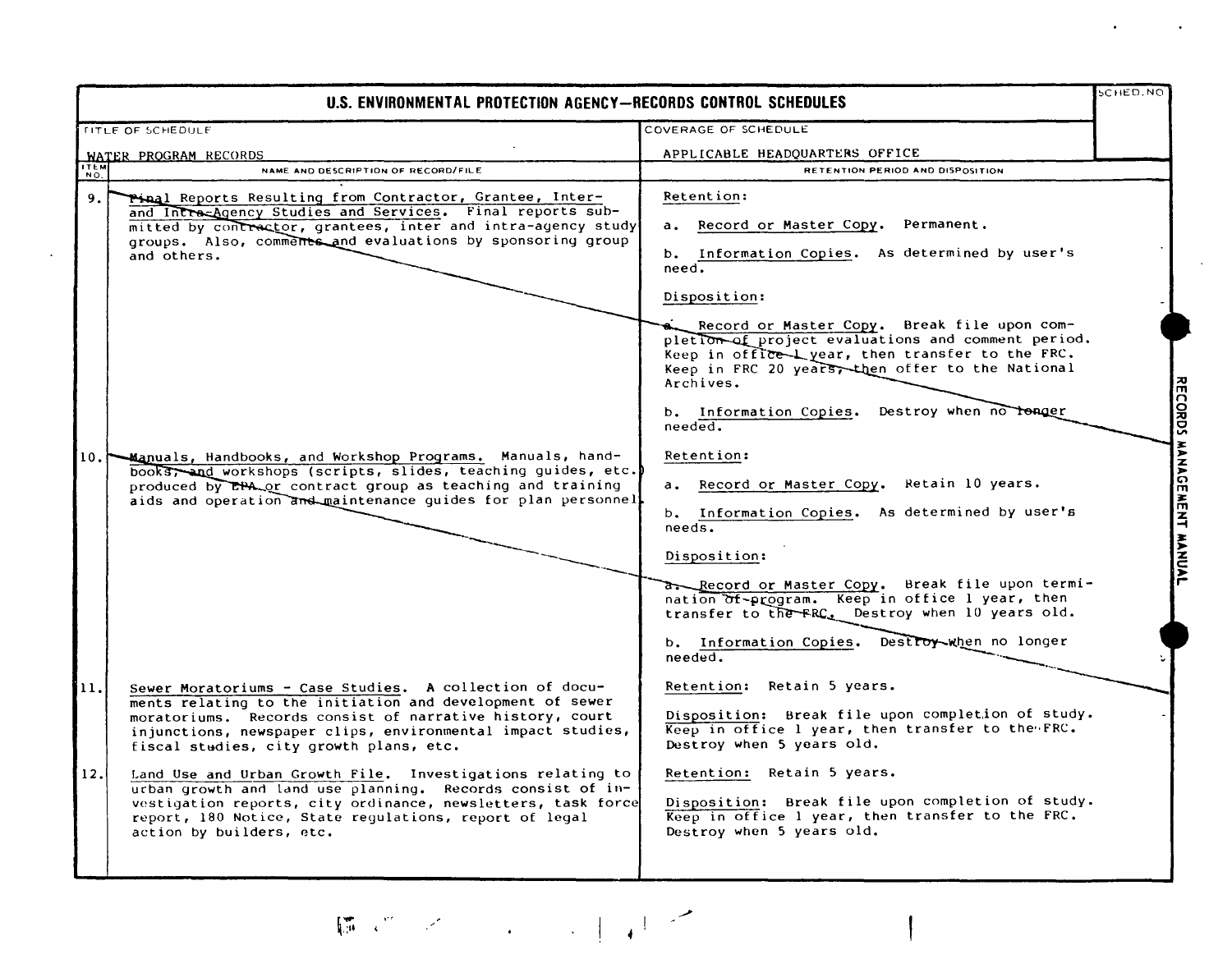# U.S. ENVIRONMENTAL PROTECTION AGENCY—RECORDS CONTROL SCHEDULES

SCHED. NO

| TITLE OF SCHEDULE | COVERAGE OF SCHEDULE |
|---|---|
| WATER PROGRAM RECORDS | APPLICABLE HEADQUARTERS OFFICE |

| ITEM NO. | NAME AND DESCRIPTION OF RECORD/FILE | RETENTION PERIOD AND DISPOSITION |
|---|---|---|
| 9. | Final Reports Resulting from Contractor, Grantee, Inter- and Intra-Agency Studies and Services. Final reports submitted by contractor, grantees, inter and intra-agency study groups. Also, comments and evaluations by sponsoring group and others. | Retention:<br><br>a. Record or Master Copy. Permanent.<br><br>b. Information Copies. As determined by user's need.<br><br>Disposition:<br><br>a. Record or Master Copy. Break file upon completion of project evaluations and comment period. Keep in office 1 year, then transfer to the FRC. Keep in FRC 20 years, then offer to the National Archives.<br><br>b. Information Copies. Destroy when no longer needed. |
| 10. | Manuals, Handbooks, and Workshop Programs. Manuals, handbooks, and workshops (scripts, slides, teaching guides, etc.) produced by EPA or contract group as teaching and training aids and operation and maintenance guides for plan personnel. | Retention:<br><br>a. Record or Master Copy. Retain 10 years.<br><br>b. Information Copies. As determined by user's needs.<br><br>Disposition:<br><br>a. Record or Master Copy. Break file upon termination of program. Keep in office 1 year, then transfer to the FRC. Destroy when 10 years old.<br><br>b. Information Copies. Destroy when no longer needed. |
| 11. | Sewer Moratoriums - Case Studies. A collection of documents relating to the initiation and development of sewer moratoriums. Records consist of narrative history, court injunctions, newspaper clips, environmental impact studies, fiscal studies, city growth plans, etc. | Retention: Retain 5 years.<br><br>Disposition: Break file upon completion of study. Keep in office 1 year, then transfer to the FRC. Destroy when 5 years old. |
| 12. | Land Use and Urban Growth File. Investigations relating to urban growth and land use planning. Records consist of investigation reports, city ordinance, newsletters, task force report, 180 Notice, State regulations, report of legal action by builders, etc. | Retention: Retain 5 years.<br><br>Disposition: Break file upon completion of study. Keep in office 1 year, then transfer to the FRC. Destroy when 5 years old. |

RECORDS MANAGEMENT MANUAL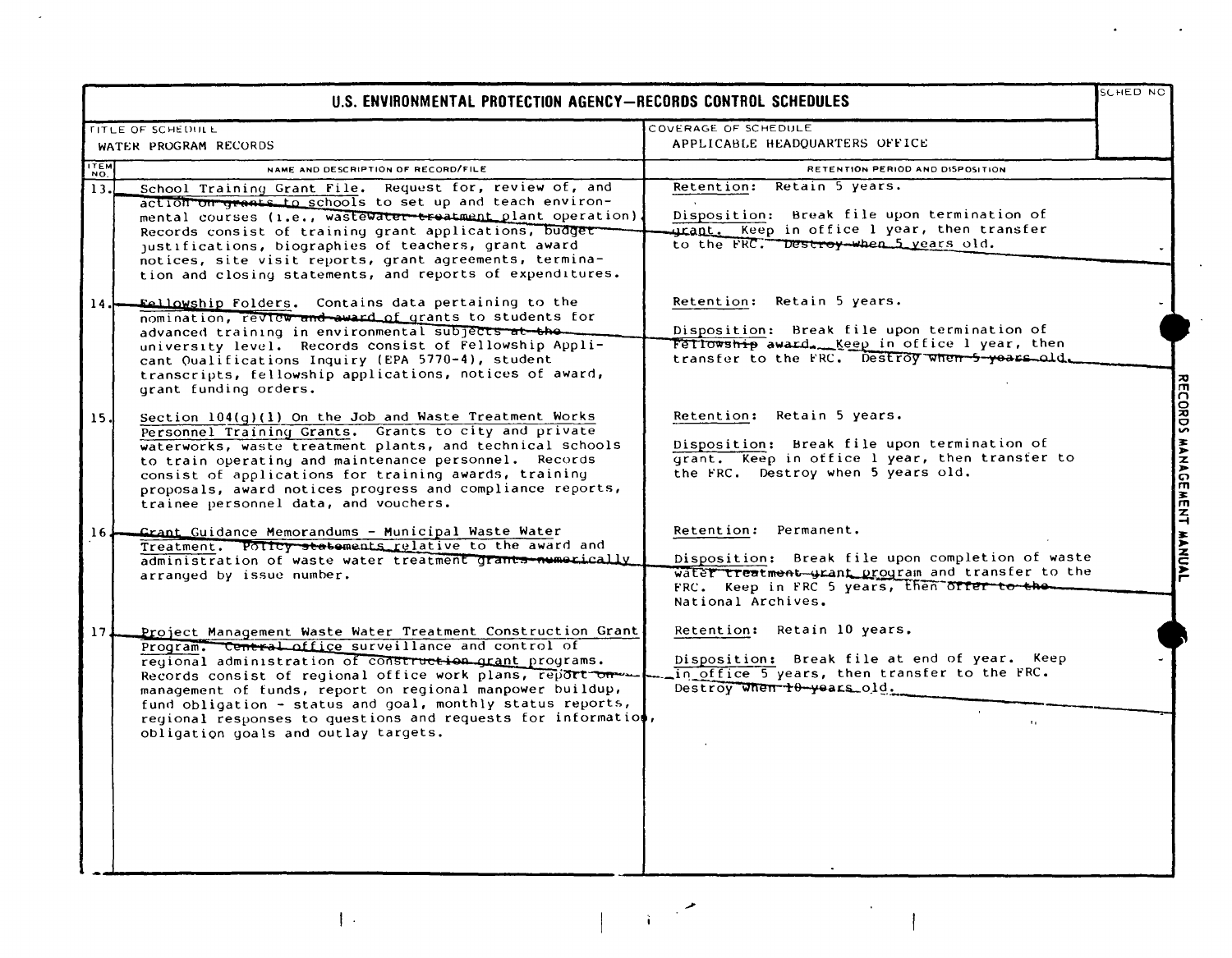# U.S. ENVIRONMENTAL PROTECTION AGENCY—RECORDS CONTROL SCHEDULES

| TITLE OF SCHEDULE | COVERAGE OF SCHEDULE | SCHED NO |
|---|---|---|
| WATER PROGRAM RECORDS | APPLICABLE HEADQUARTERS OFFICE | |

| ITEM NO. | NAME AND DESCRIPTION OF RECORD/FILE | RETENTION PERIOD AND DISPOSITION |
|---|---|---|
| 13. | School Training Grant File. Request for, review of, and action on grants to schools to set up and teach environmental courses (i.e., wastewater treatment plant operation). Records consist of training grant applications, budget justifications, biographies of teachers, grant award notices, site visit reports, grant agreements, termination and closing statements, and reports of expenditures. | Retention: Retain 5 years. <br><br> Disposition: Break file upon termination of grant. Keep in office 1 year, then transfer to the FRC. Destroy when 5 years old. |
| 14. | Fellowship Folders. Contains data pertaining to the nomination, review and award of grants to students for advanced training in environmental subjects at the university level. Records consist of Fellowship Applicant Qualifications Inquiry (EPA 5770-4), student transcripts, fellowship applications, notices of award, grant funding orders. | Retention: Retain 5 years. <br><br> Disposition: Break file upon termination of Fellowship award. Keep in office 1 year, then transfer to the FRC. Destroy when 5 years old. |
| 15. | Section 104(g)(1) On the Job and Waste Treatment Works Personnel Training Grants. Grants to city and private waterworks, waste treatment plants, and technical schools to train operating and maintenance personnel. Records consist of applications for training awards, training proposals, award notices progress and compliance reports, trainee personnel data, and vouchers. | Retention: Retain 5 years. <br><br> Disposition: Break file upon termination of grant. Keep in office 1 year, then transfer to the FRC. Destroy when 5 years old. |
| 16. | Grant Guidance Memorandums - Municipal Waste Water Treatment. Policy statements relative to the award and administration of waste water treatment grants numerically arranged by issue number. | Retention: Permanent. <br><br> Disposition: Break file upon completion of waste water treatment grant program and transfer to the FRC. Keep in FRC 5 years, then offer to the National Archives. |
| 17. | Project Management Waste Water Treatment Construction Grant Program. Central office surveillance and control of regional administration of construction grant programs. Records consist of regional office work plans, report on management of funds, report on regional manpower buildup, fund obligation - status and goal, monthly status reports, regional responses to questions and requests for information, obligation goals and outlay targets. | Retention: Retain 10 years. <br><br> Disposition: Break file at end of year. Keep in office 5 years, then transfer to the FRC. Destroy when 10 years old. |

RECORDS MANAGEMENT MANUAL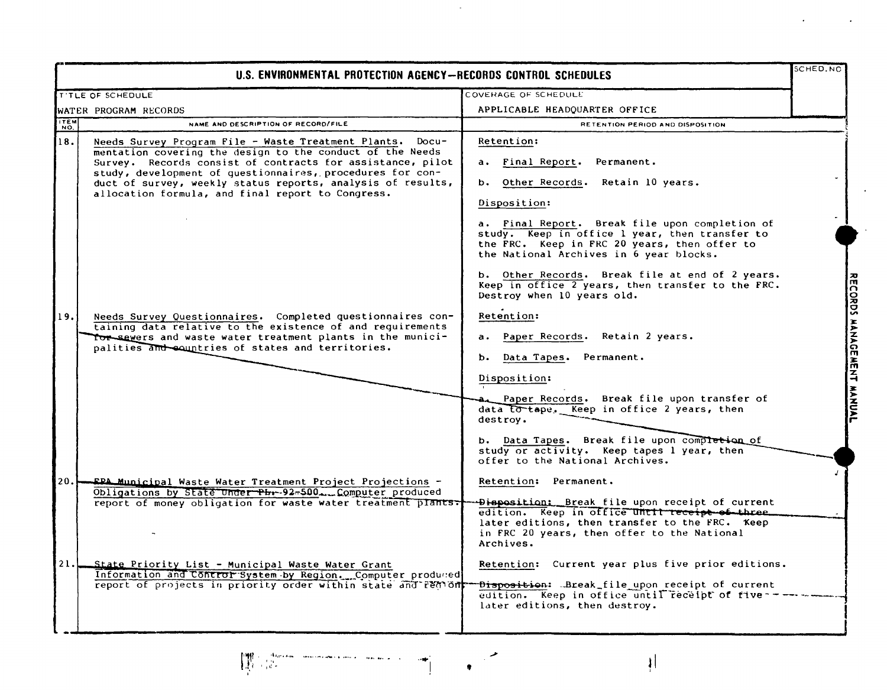# U.S. ENVIRONMENTAL PROTECTION AGENCY—RECORDS CONTROL SCHEDULES

| TITLE OF SCHEDULE | COVERAGE OF SCHEDULE | SCHED. NO |
|---|---|---|
| WATER PROGRAM RECORDS | APPLICABLE HEADQUARTER OFFICE | |

| ITEM NO. | NAME AND DESCRIPTION OF RECORD/FILE | RETENTION PERIOD AND DISPOSITION |
|---|---|---|
| 18. | Needs Survey Program File - Waste Treatment Plants. Documentation covering the design to the conduct of the Needs Survey. Records consist of contracts for assistance, pilot study, development of questionnaires, procedures for conduct of survey, weekly status reports, analysis of results, allocation formula, and final report to Congress. | Retention:<br><br>a. Final Report. Permanent.<br><br>b. Other Records. Retain 10 years.<br><br>Disposition:<br><br>a. Final Report. Break file upon completion of study. Keep in office 1 year, then transfer to the FRC. Keep in FRC 20 years, then offer to the National Archives in 6 year blocks.<br><br>b. Other Records. Break file at end of 2 years. Keep in office 2 years, then transfer to the FRC. Destroy when 10 years old. |
| 19. | Needs Survey Questionnaires. Completed questionnaires containing data relative to the existence of and requirements for sewers and waste water treatment plants in the municipalities and counties of states and territories. | Retention:<br><br>a. Paper Records. Retain 2 years.<br><br>b. Data Tapes. Permanent.<br><br>Disposition:<br><br>a. Paper Records. Break file upon transfer of data to tape. Keep in office 2 years, then destroy.<br><br>b. Data Tapes. Break file upon completion of study or activity. Keep tapes 1 year, then offer to the National Archives. |
| 20. | EPA Municipal Waste Water Treatment Project Projections - Obligations by State Under PL 92-500. Computer produced report of money obligation for waste water treatment plants. | Retention: Permanent.<br><br>Disposition: Break file upon receipt of current edition. Keep in office until receipt of three later editions, then transfer to the FRC. Keep in FRC 20 years, then offer to the National Archives. |
| 21. | State Priority List - Municipal Waste Water Grant Information and Control System by Region. Computer produced report of projects in priority order within state and region. | Retention: Current year plus five prior editions.<br><br>Disposition: Break file upon receipt of current edition. Keep in office until receipt of five later editions, then destroy. |

RECORDS MANAGEMENT MANUAL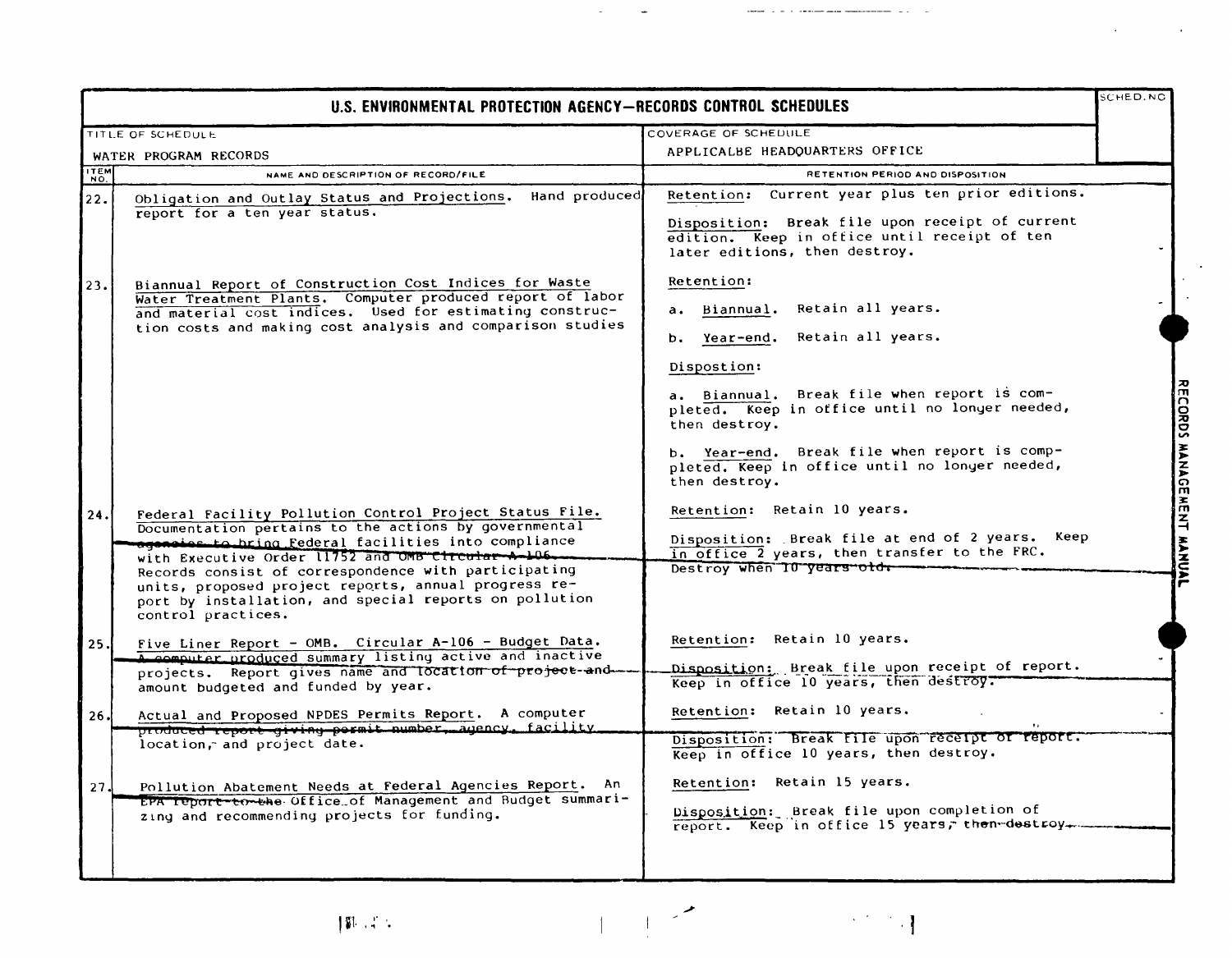# U.S. ENVIRONMENTAL PROTECTION AGENCY—RECORDS CONTROL SCHEDULES

| TITLE OF SCHEDULE | COVERAGE OF SCHEDULE | SCHED. NO |
|---|---|---|
| WATER PROGRAM RECORDS | APPLICALBE HEADQUARTERS OFFICE | |

| ITEM NO. | NAME AND DESCRIPTION OF RECORD/FILE | RETENTION PERIOD AND DISPOSITION |
|---|---|---|
| 22. | Obligation and Outlay Status and Projections. Hand produced report for a ten year status. | Retention: Current year plus ten prior editions.<br><br>Disposition: Break file upon receipt of current edition. Keep in office until receipt of ten later editions, then destroy. |
| 23. | Biannual Report of Construction Cost Indices for Waste Water Treatment Plants. Computer produced report of labor and material cost indices. Used for estimating construction costs and making cost analysis and comparison studies | Retention:<br><br>a. Biannual. Retain all years.<br><br>b. Year-end. Retain all years.<br><br>Dispostion:<br><br>a. Biannual. Break file when report is completed. Keep in office until no longer needed, then destroy.<br><br>b. Year-end. Break file when report is completed. Keep in office until no longer needed, then destroy. |
| 24. | Federal Facility Pollution Control Project Status File. Documentation pertains to the actions by governmental agencies to bring Federal facilities into compliance with Executive Order 11752 and OMB Circular A-106. Records consist of correspondence with participating units, proposed project reports, annual progress report by installation, and special reports on pollution control practices. | Retention: Retain 10 years.<br><br>Disposition: Break file at end of 2 years. Keep in office 2 years, then transfer to the FRC. Destroy when 10 years old. |
| 25. | Five Liner Report - OMB. Circular A-106 - Budget Data. A computer produced summary listing active and inactive projects. Report gives name and location of project and amount budgeted and funded by year. | Retention: Retain 10 years.<br><br>Disposition: Break file upon receipt of report. Keep in office 10 years, then destroy. |
| 26. | Actual and Proposed NPDES Permits Report. A computer produced report giving permit number, agency, facility location, and project date. | Retention: Retain 10 years.<br><br>Disposition: Break file upon receipt of report. Keep in office 10 years, then destroy. |
| 27. | Pollution Abatement Needs at Federal Agencies Report. An EPA report to the Office of Management and Budget summarizing and recommending projects for funding. | Retention: Retain 15 years.<br><br>Disposition: Break file upon completion of report. Keep in office 15 years, then destroy. |

RECORDS MANAGEMENT MANUAL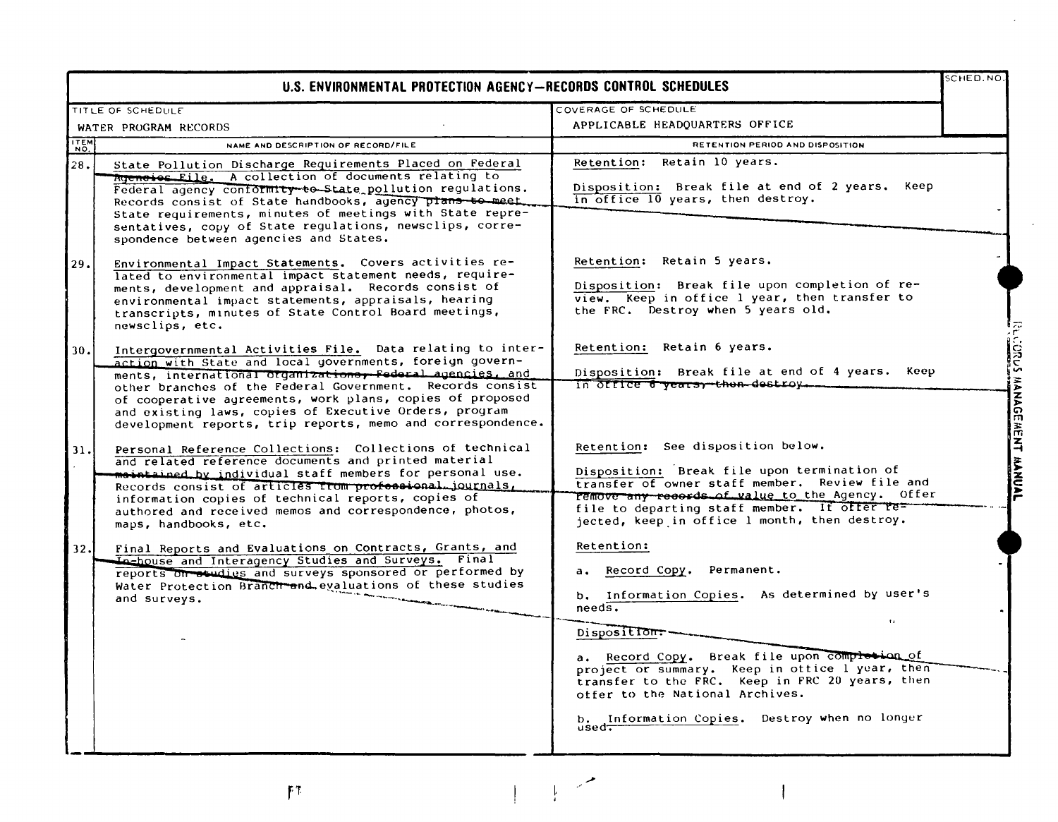# U.S. ENVIRONMENTAL PROTECTION AGENCY—RECORDS CONTROL SCHEDULES

| TITLE OF SCHEDULE | COVERAGE OF SCHEDULE | SCHED. NO. |
|---|---|---|
| WATER PROGRAM RECORDS | APPLICABLE HEADQUARTERS OFFICE | |

| ITEM NO. | NAME AND DESCRIPTION OF RECORD/FILE | RETENTION PERIOD AND DISPOSITION |
|---|---|---|
| 28. | State Pollution Discharge Requirements Placed on Federal Agencies File. A collection of documents relating to Federal agency conformity to State pollution regulations. Records consist of State handbooks, agency plans to meet State requirements, minutes of meetings with State representatives, copy of State regulations, newsclips, correspondence between agencies and States. | Retention: Retain 10 years.<br><br>Disposition: Break file at end of 2 years. Keep in office 10 years, then destroy. |
| 29. | Environmental Impact Statements. Covers activities related to environmental impact statement needs, requirements, development and appraisal. Records consist of environmental impact statements, appraisals, hearing transcripts, minutes of State Control Board meetings, newsclips, etc. | Retention: Retain 5 years.<br><br>Disposition: Break file upon completion of review. Keep in office 1 year, then transfer to the FRC. Destroy when 5 years old. |
| 30. | Intergovernmental Activities File. Data relating to interaction with State and local governments, foreign governments, international organizations, Federal agencies, and other branches of the Federal Government. Records consist of cooperative agreements, work plans, copies of proposed and existing laws, copies of Executive Orders, program development reports, trip reports, memo and correspondence. | Retention: Retain 6 years.<br><br>Disposition: Break file at end of 4 years. Keep in office 6 years, then destroy. |
| 31. | Personal Reference Collections: Collections of technical and related reference documents and printed material maintained by individual staff members for personal use. Records consist of articles from professional journals, information copies of technical reports, copies of authored and received memos and correspondence, photos, maps, handbooks, etc. | Retention: See disposition below.<br><br>Disposition: Break file upon termination of transfer of owner staff member. Review file and remove any records of value to the Agency. Offer file to departing staff member. If offer rejected, keep in office 1 month, then destroy. |
| 32. | Final Reports and Evaluations on Contracts, Grants, and In-house and Interagency Studies and Surveys. Final reports on studies and surveys sponsored or performed by Water Protection Branch and evaluations of these studies and surveys. | Retention:<br><br>a. Record Copy. Permanent.<br><br>b. Information Copies. As determined by user's needs.<br><br>Disposition:<br><br>a. Record Copy. Break file upon completion of project or summary. Keep in office 1 year, then transfer to the FRC. Keep in FRC 20 years, then offer to the National Archives.<br><br>b. Information Copies. Destroy when no longer used. |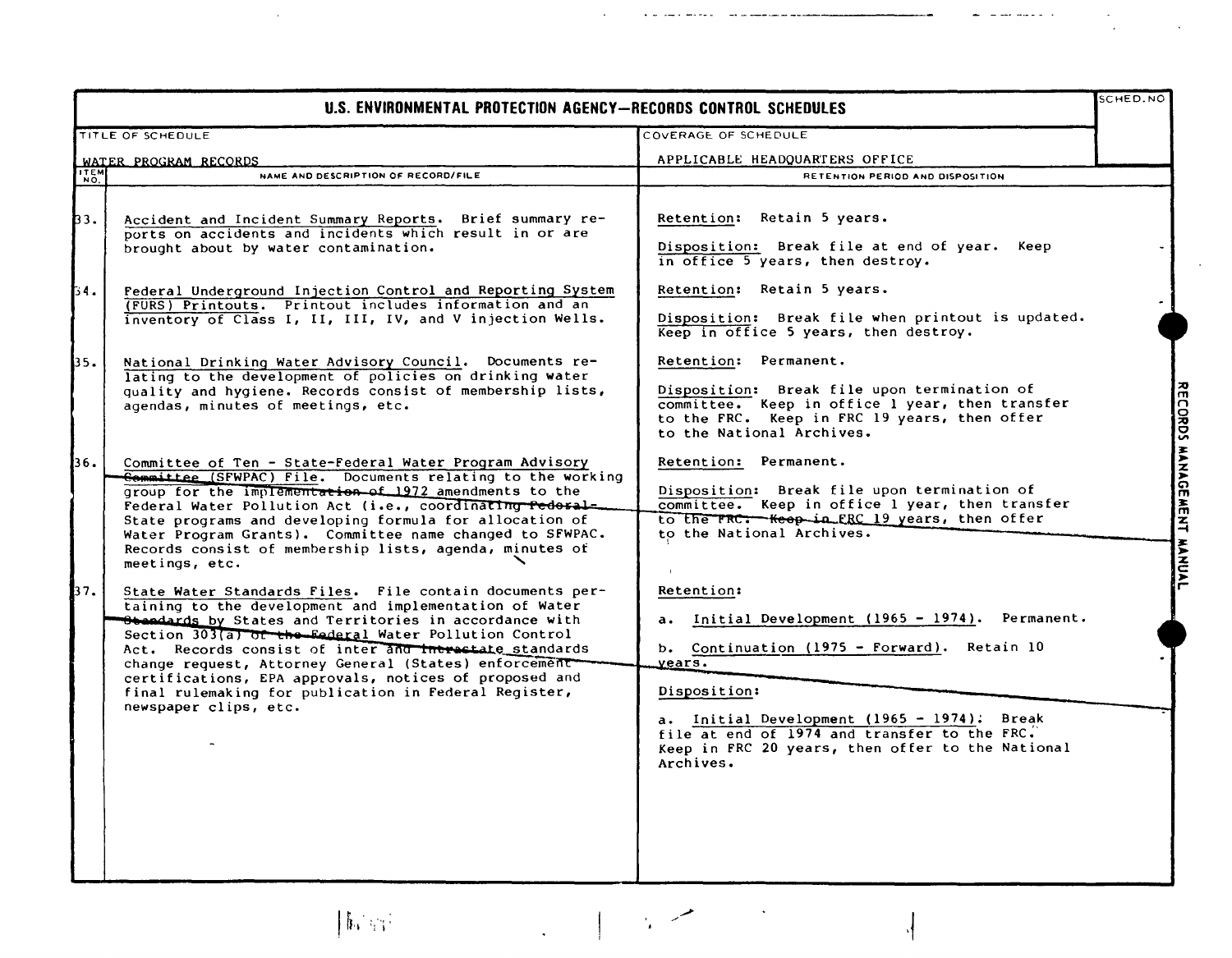# U.S. ENVIRONMENTAL PROTECTION AGENCY—RECORDS CONTROL SCHEDULES

| TITLE OF SCHEDULE | COVERAGE OF SCHEDULE | SCHED. NO |
|---|---|---|
| WATER PROGRAM RECORDS | APPLICABLE HEADQUARTERS OFFICE | |

| ITEM NO. | NAME AND DESCRIPTION OF RECORD/FILE | RETENTION PERIOD AND DISPOSITION |
|---|---|---|
| 33. | Accident and Incident Summary Reports. Brief summary reports on accidents and incidents which result in or are brought about by water contamination. | Retention: Retain 5 years.<br><br>Disposition: Break file at end of year. Keep in office 5 years, then destroy. |
| 34. | Federal Underground Injection Control and Reporting System (FURS) Printouts. Printout includes information and an inventory of Class I, II, III, IV, and V injection Wells. | Retention: Retain 5 years.<br><br>Disposition: Break file when printout is updated. Keep in office 5 years, then destroy. |
| 35. | National Drinking Water Advisory Council. Documents relating to the development of policies on drinking water quality and hygiene. Records consist of membership lists, agendas, minutes of meetings, etc. | Retention: Permanent.<br><br>Disposition: Break file upon termination of committee. Keep in office 1 year, then transfer to the FRC. Keep in FRC 19 years, then offer to the National Archives. |
| 36. | Committee of Ten - State-Federal Water Program Advisory Committee (SFWPAC) File. Documents relating to the working group for the implementation of 1972 amendments to the Federal Water Pollution Act (i.e., coordinating Federal-State programs and developing formula for allocation of Water Program Grants). Committee name changed to SFWPAC. Records consist of membership lists, agenda, minutes of meetings, etc. | Retention: Permanent.<br><br>Disposition: Break file upon termination of committee. Keep in office 1 year, then transfer to the FRC. Keep in FRC 19 years, then offer to the National Archives. |
| 37. | State Water Standards Files. File contain documents pertaining to the development and implementation of Water Standards by States and Territories in accordance with Section 303(a) of the Federal Water Pollution Control Act. Records consist of inter and intrastate standards change request, Attorney General (States) enforcement certifications, EPA approvals, notices of proposed and final rulemaking for publication in Federal Register, newspaper clips, etc. | Retention:<br><br>a. Initial Development (1965 - 1974). Permanent.<br><br>b. Continuation (1975 - Forward). Retain 10 years.<br><br>Disposition:<br><br>a. Initial Development (1965 - 1974). Break file at end of 1974 and transfer to the FRC. Keep in FRC 20 years, then offer to the National Archives. |

RECORDS MANAGEMENT MANUAL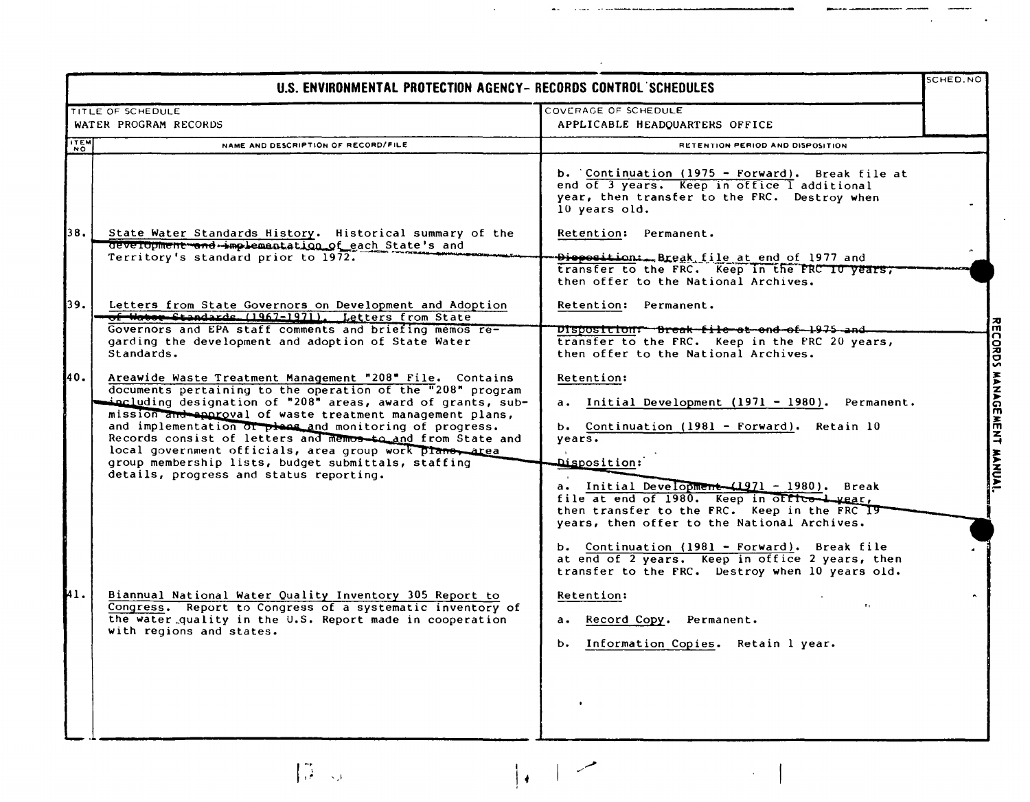# U.S. ENVIRONMENTAL PROTECTION AGENCY- RECORDS CONTROL SCHEDULES

SCHED. NO

| TITLE OF SCHEDULE | COVERAGE OF SCHEDULE |
| --- | --- |
| WATER PROGRAM RECORDS | APPLICABLE HEADQUARTERS OFFICE |

| ITEM NO | NAME AND DESCRIPTION OF RECORD/FILE | RETENTION PERIOD AND DISPOSITION |
| --- | --- | --- |
| | | b. Continuation (1975 - Forward). Break file at end of 3 years. Keep in office 1 additional year, then transfer to the FRC. Destroy when 10 years old. |
| 38. | State Water Standards History. Historical summary of the development and implementation of each State's and Territory's standard prior to 1972. | Retention: Permanent.<br><br>Disposition: Break file at end of 1977 and transfer to the FRC. Keep in the FRC 10 years, then offer to the National Archives. |
| 39. | Letters from State Governors on Development and Adoption of Water Standards (1967-1971). Letters from State Governors and EPA staff comments and briefing memos regarding the development and adoption of State Water Standards. | Retention: Permanent.<br><br>Disposition: Break file at end of 1975 and transfer to the FRC. Keep in the FRC 20 years, then offer to the National Archives. |
| 40. | Areawide Waste Treatment Management "208" File. Contains documents pertaining to the operation of the "208" program including designation of "208" areas, award of grants, submission and approval of waste treatment management plans, and implementation of plans and monitoring of progress. Records consist of letters and memos to and from State and local government officials, area group work plans, area group membership lists, budget submittals, staffing details, progress and status reporting. | Retention:<br><br>a. Initial Development (1971 - 1980). Permanent.<br><br>b. Continuation (1981 - Forward). Retain 10 years.<br><br>Disposition:<br><br>a. Initial Development (1971 - 1980). Break file at end of 1980. Keep in office 1 year, then transfer to the FRC. Keep in the FRC 19 years, then offer to the National Archives.<br><br>b. Continuation (1981 - Forward). Break file at end of 2 years. Keep in office 2 years, then transfer to the FRC. Destroy when 10 years old. |
| 41. | Biannual National Water Quality Inventory 305 Report to Congress. Report to Congress of a systematic inventory of the water quality in the U.S. Report made in cooperation with regions and states. | Retention:<br><br>a. Record Copy. Permanent.<br><br>b. Information Copies. Retain 1 year. |

RECORDS MANAGEMENT MANUAL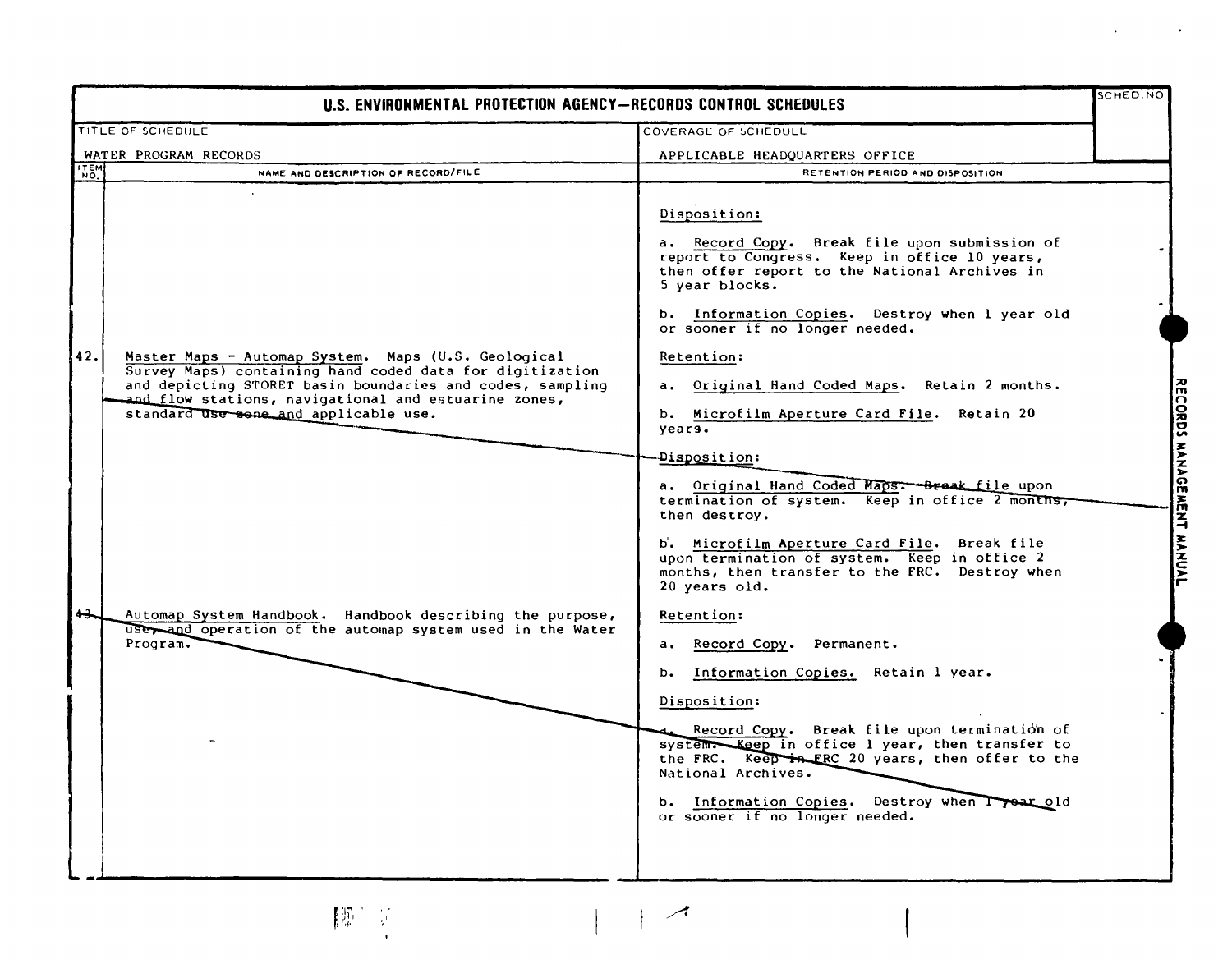# U.S. ENVIRONMENTAL PROTECTION AGENCY—RECORDS CONTROL SCHEDULES

| TITLE OF SCHEDULE | COVERAGE OF SCHEDULE | SCHED. NO |
|---|---|---|
| WATER PROGRAM RECORDS | APPLICABLE HEADQUARTERS OFFICE | |

| ITEM NO. | NAME AND DESCRIPTION OF RECORD/FILE | RETENTION PERIOD AND DISPOSITION |
|---|---|---|
| | | Disposition:<br><br>a. Record Copy. Break file upon submission of report to Congress. Keep in office 10 years, then offer report to the National Archives in 5 year blocks.<br><br>b. Information Copies. Destroy when 1 year old or sooner if no longer needed. |
| 42. | Master Maps - Automap System. Maps (U.S. Geological Survey Maps) containing hand coded data for digitization and depicting STORET basin boundaries and codes, sampling and flow stations, navigational and estuarine zones, standard use zone and applicable use. | Retention:<br><br>a. Original Hand Coded Maps. Retain 2 months.<br><br>b. Microfilm Aperture Card File. Retain 20 years.<br><br>Disposition:<br><br>a. Original Hand Coded Maps. Break file upon termination of system. Keep in office 2 months, then destroy.<br><br>b. Microfilm Aperture Card File. Break file upon termination of system. Keep in office 2 months, then transfer to the FRC. Destroy when 20 years old. |
| 43. | Automap System Handbook. Handbook describing the purpose, use, and operation of the automap system used in the Water Program. | Retention:<br><br>a. Record Copy. Permanent.<br><br>b. Information Copies. Retain 1 year.<br><br>Disposition:<br><br>a. Record Copy. Break file upon termination of system. Keep in office 1 year, then transfer to the FRC. Keep in FRC 20 years, then offer to the National Archives.<br><br>b. Information Copies. Destroy when 1 year old or sooner if no longer needed. |

RECORDS MANAGEMENT MANUAL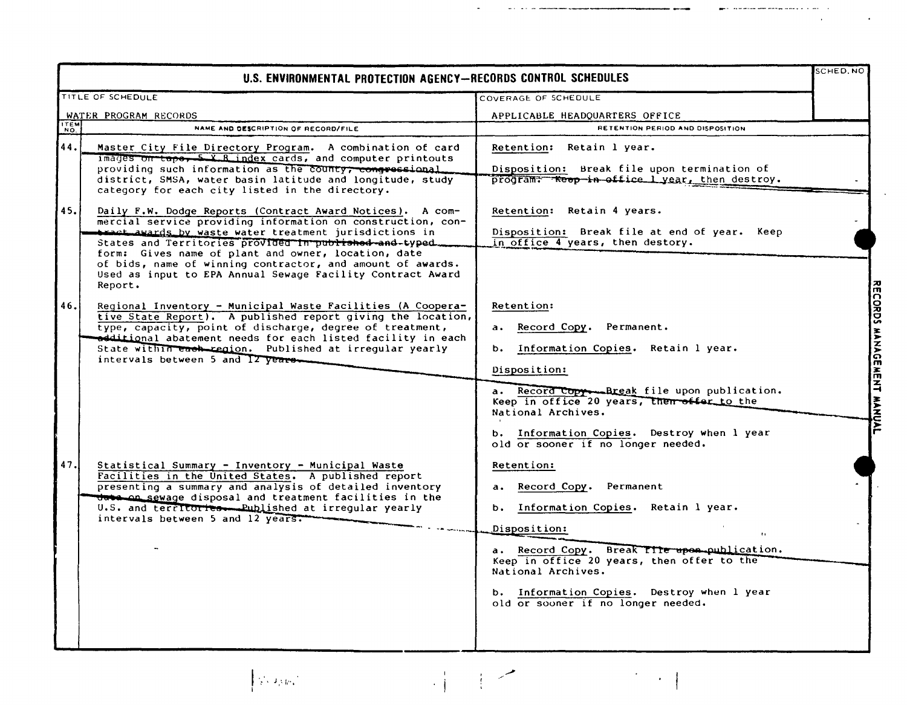# U.S. ENVIRONMENTAL PROTECTION AGENCY—RECORDS CONTROL SCHEDULES

| TITLE OF SCHEDULE | COVERAGE OF SCHEDULE | SCHED. NO |
|---|---|---|
| WATER PROGRAM RECORDS | APPLICABLE HEADQUARTERS OFFICE | |

| ITEM NO. | NAME AND DESCRIPTION OF RECORD/FILE | RETENTION PERIOD AND DISPOSITION |
|---|---|---|
| 44. | Master City File Directory Program. A combination of card images on tape, 5 X 8 index cards, and computer printouts providing such information as the county, congressional district, SMSA, water basin latitude and longitude, study category for each city listed in the directory. | Retention: Retain 1 year.<br><br>Disposition: Break file upon termination of program. Keep in office 1 year, then destroy. |
| 45. | Daily F.W. Dodge Reports (Contract Award Notices). A commercial service providing information on construction, contract awards by waste water treatment jurisdictions in States and Territories provided in published and typed form: Gives name of plant and owner, location, date of bids, name of winning contractor, and amount of awards. Used as input to EPA Annual Sewage Facility Contract Award Report. | Retention: Retain 4 years.<br><br>Disposition: Break file at end of year. Keep in office 4 years, then destory. |
| 46. | Regional Inventory - Municipal Waste Facilities (A Cooperative State Report). A published report giving the location, type, capacity, point of discharge, degree of treatment, additional abatement needs for each listed facility in each State within each region. Published at irregular yearly intervals between 5 and 12 years. | Retention:<br><br>a. Record Copy. Permanent.<br><br>b. Information Copies. Retain 1 year.<br><br>Disposition:<br><br>a. Record Copy. Break file upon publication. Keep in office 20 years, then offer to the National Archives.<br><br>b. Information Copies. Destroy when 1 year old or sooner if no longer needed. |
| 47. | Statistical Summary - Inventory - Municipal Waste Facilities in the United States. A published report presenting a summary and analysis of detailed inventory data on sewage disposal and treatment facilities in the U.S. and territories. Published at irregular yearly intervals between 5 and 12 years. | Retention:<br><br>a. Record Copy. Permanent<br><br>b. Information Copies. Retain 1 year.<br><br>Disposition:<br><br>a. Record Copy. Break file upon publication. Keep in office 20 years, then offer to the National Archives.<br><br>b. Information Copies. Destroy when 1 year old or sooner if no longer needed. |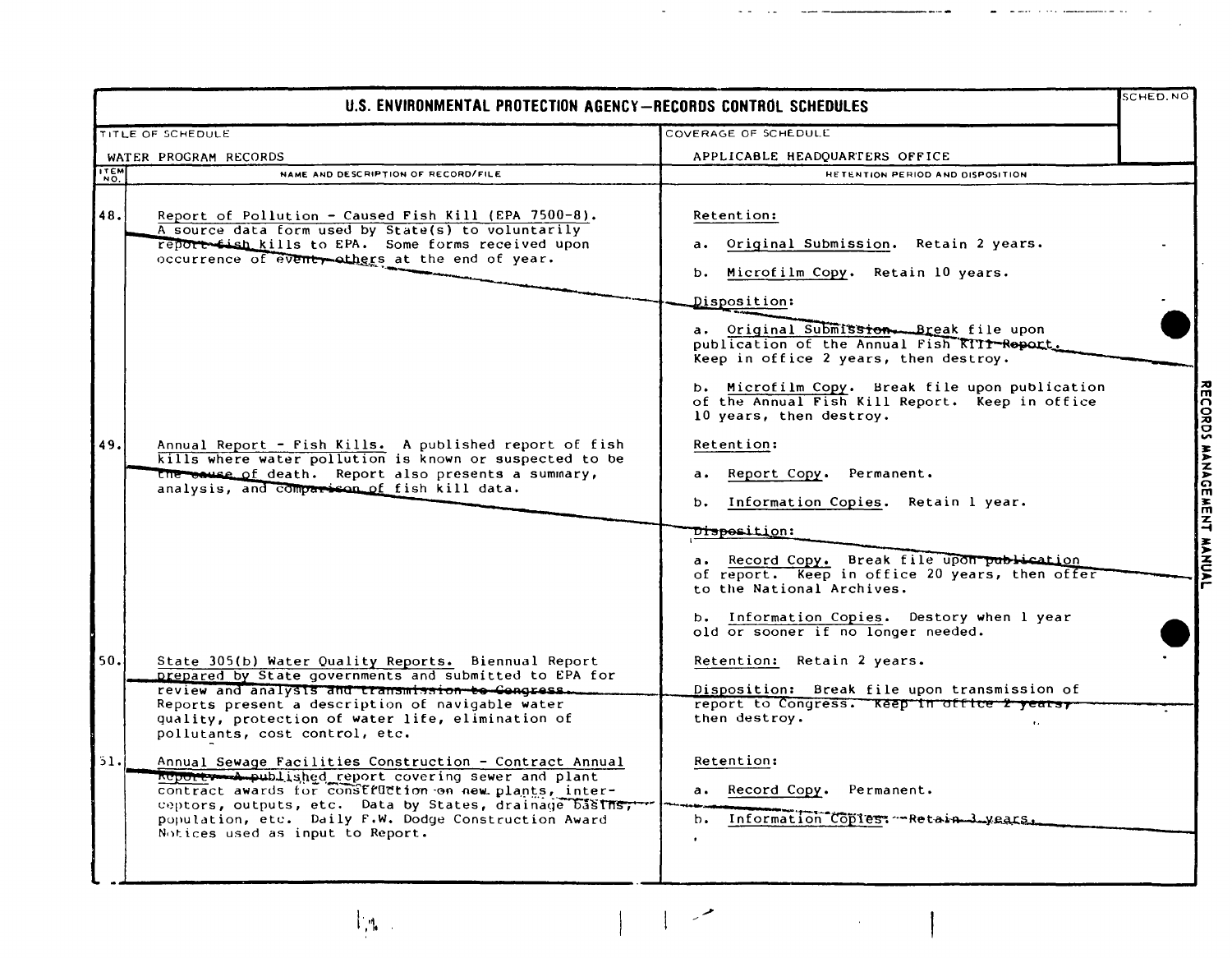# U.S. ENVIRONMENTAL PROTECTION AGENCY—RECORDS CONTROL SCHEDULES

| TITLE OF SCHEDULE | COVERAGE OF SCHEDULE | SCHED. NO |
|---|---|---|
| WATER PROGRAM RECORDS | APPLICABLE HEADQUARTERS OFFICE | |

| ITEM NO. | NAME AND DESCRIPTION OF RECORD/FILE | RETENTION PERIOD AND DISPOSITION |
|---|---|---|
| 48. | Report of Pollution - Caused Fish Kill (EPA 7500-8). A source data form used by State(s) to voluntarily report fish kills to EPA. Some forms received upon occurrence of event, others at the end of year. | Retention:<br><br>a. Original Submission. Retain 2 years.<br><br>b. Microfilm Copy. Retain 10 years.<br><br>Disposition:<br><br>a. Original Submission. Break file upon publication of the Annual Fish Kill Report. Keep in office 2 years, then destroy.<br><br>b. Microfilm Copy. Break file upon publication of the Annual Fish Kill Report. Keep in office 10 years, then destroy. |
| 49. | Annual Report - Fish Kills. A published report of fish kills where water pollution is known or suspected to be the cause of death. Report also presents a summary, analysis, and comparison of fish kill data. | Retention:<br><br>a. Report Copy. Permanent.<br><br>b. Information Copies. Retain 1 year.<br><br>Disposition:<br><br>a. Record Copy. Break file upon publication of report. Keep in office 20 years, then offer to the National Archives.<br><br>b. Information Copies. Destory when 1 year old or sooner if no longer needed. |
| 50. | State 305(b) Water Quality Reports. Biennual Report prepared by State governments and submitted to EPA for review and analysis and transmission to Congress. Reports present a description of navigable water quality, protection of water life, elimination of pollutants, cost control, etc. | Retention: Retain 2 years.<br><br>Disposition: Break file upon transmission of report to Congress. Keep in office 2 years, then destroy. |
| 51. | Annual Sewage Facilities Construction - Contract Annual Report. A published report covering sewer and plant contract awards for construction on new plants, interceptors, outputs, etc. Data by States, drainage basins, population, etc. Daily F.W. Dodge Construction Award Notices used as input to Report. | Retention:<br><br>a. Record Copy. Permanent.<br><br>b. Information Copies. Retain 3 years. |

RECORDS MANAGEMENT MANUAL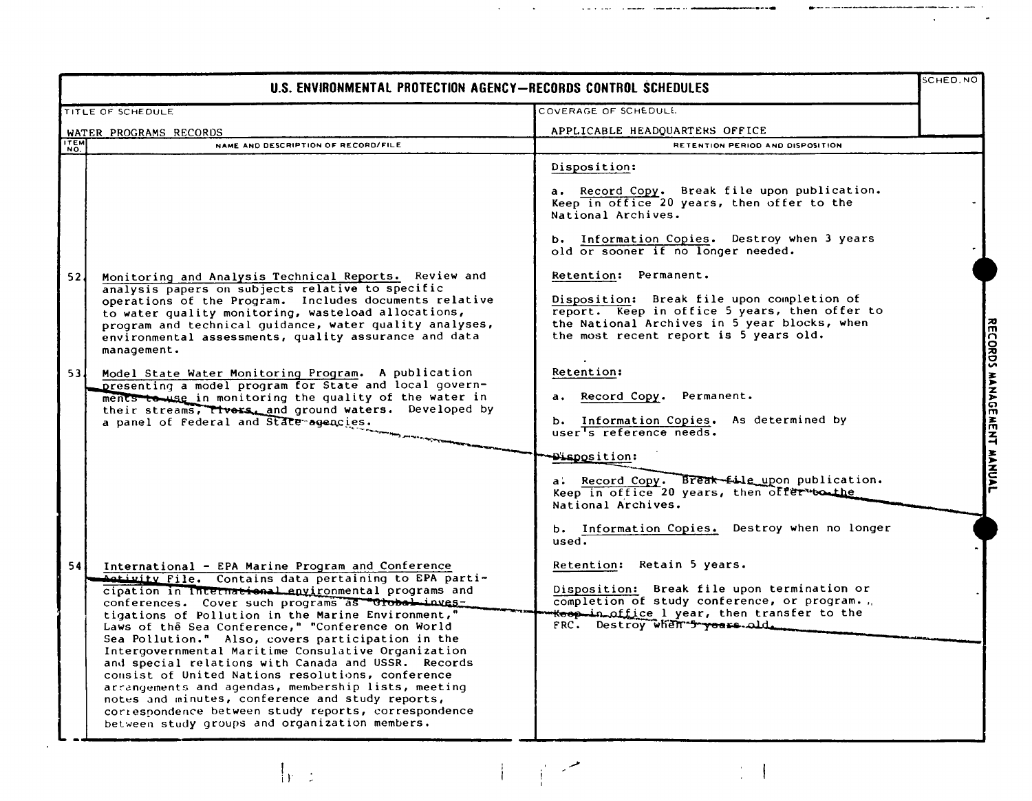# U.S. ENVIRONMENTAL PROTECTION AGENCY—RECORDS CONTROL SCHEDULES

| TITLE OF SCHEDULE | COVERAGE OF SCHEDULE | SCHED. NO |
|---|---|---|
| WATER PROGRAMS RECORDS | APPLICABLE HEADQUARTERS OFFICE | |

| ITEM NO. | NAME AND DESCRIPTION OF RECORD/FILE | RETENTION PERIOD AND DISPOSITION |
|---|---|---|
| | | Disposition:<br><br>a. Record Copy. Break file upon publication. Keep in office 20 years, then offer to the National Archives.<br><br>b. Information Copies. Destroy when 3 years old or sooner if no longer needed. |
| 52 | Monitoring and Analysis Technical Reports. Review and analysis papers on subjects relative to specific operations of the Program. Includes documents relative to water quality monitoring, wasteload allocations, program and technical guidance, water quality analyses, environmental assessments, quality assurance and data management. | Retention: Permanent.<br><br>Disposition: Break file upon completion of report. Keep in office 5 years, then offer to the National Archives in 5 year blocks, when the most recent report is 5 years old. |
| 53 | Model State Water Monitoring Program. A publication presenting a model program for State and local governments to use in monitoring the quality of the water in their streams, rivers, and ground waters. Developed by a panel of Federal and State agencies. | Retention:<br><br>a. Record Copy. Permanent.<br><br>b. Information Copies. As determined by user's reference needs.<br><br>Disposition:<br><br>a. Record Copy. Break file upon publication. Keep in office 20 years, then offer to the National Archives.<br><br>b. Information Copies. Destroy when no longer used. |
| 54 | International - EPA Marine Program and Conference Activity File. Contains data pertaining to EPA participation in International environmental programs and conferences. Cover such programs as "Global Investigations of Pollution in the Marine Environment," Laws of the Sea Conference," "Conference on World Sea Pollution." Also, covers participation in the Intergovernmental Maritime Consulative Organization and special relations with Canada and USSR. Records consist of United Nations resolutions, conference arrangements and agendas, membership lists, meeting notes and minutes, conference and study reports, correspondence between study reports, correspondence between study groups and organization members. | Retention: Retain 5 years.<br><br>Disposition: Break file upon termination or completion of study conference, or program. Keep in office 1 year, then transfer to the FRC. Destroy when 5 years old. |

RECORDS MANAGEMENT MANUAL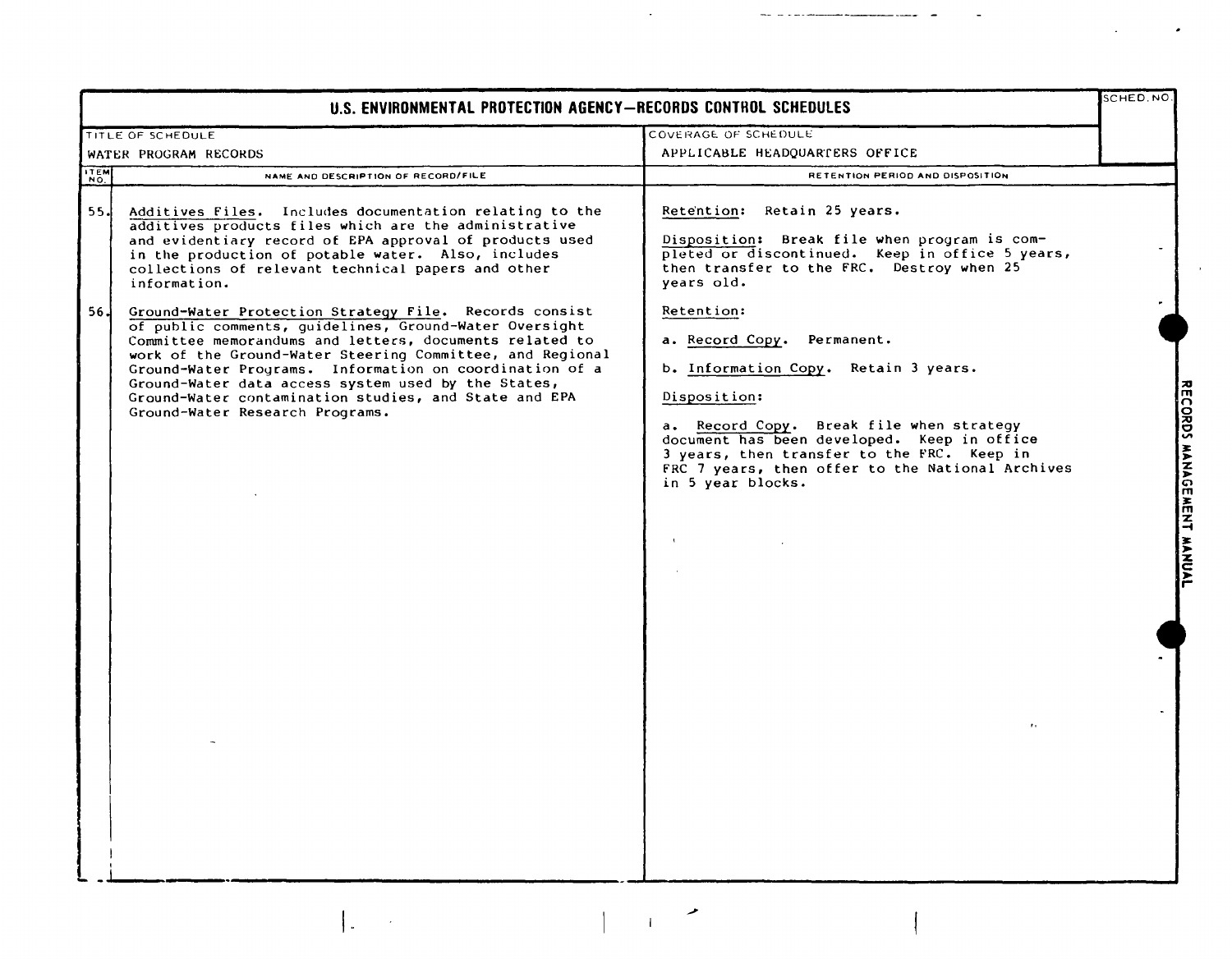# U.S. ENVIRONMENTAL PROTECTION AGENCY—RECORDS CONTROL SCHEDULES

| TITLE OF SCHEDULE | COVERAGE OF SCHEDULE | SCHED. NO. |
|---|---|---|
| WATER PROGRAM RECORDS | APPLICABLE HEADQUARTERS OFFICE | |

| ITEM NO. | NAME AND DESCRIPTION OF RECORD/FILE | RETENTION PERIOD AND DISPOSITION |
|---|---|---|
| 55. | Additives Files. Includes documentation relating to the additives products files which are the administrative and evidentiary record of EPA approval of products used in the production of potable water. Also, includes collections of relevant technical papers and other information. | Retention: Retain 25 years.<br><br>Disposition: Break file when program is completed or discontinued. Keep in office 5 years, then transfer to the FRC. Destroy when 25 years old. |
| 56. | Ground-Water Protection Strategy File. Records consist of public comments, guidelines, Ground-Water Oversight Committee memorandums and letters, documents related to work of the Ground-Water Steering Committee, and Regional Ground-Water Programs. Information on coordination of a Ground-Water data access system used by the States, Ground-Water contamination studies, and State and EPA Ground-Water Research Programs. | Retention:<br><br>a. Record Copy. Permanent.<br><br>b. Information Copy. Retain 3 years.<br><br>Disposition:<br><br>a. Record Copy. Break file when strategy document has been developed. Keep in office 3 years, then transfer to the FRC. Keep in FRC 7 years, then offer to the National Archives in 5 year blocks. |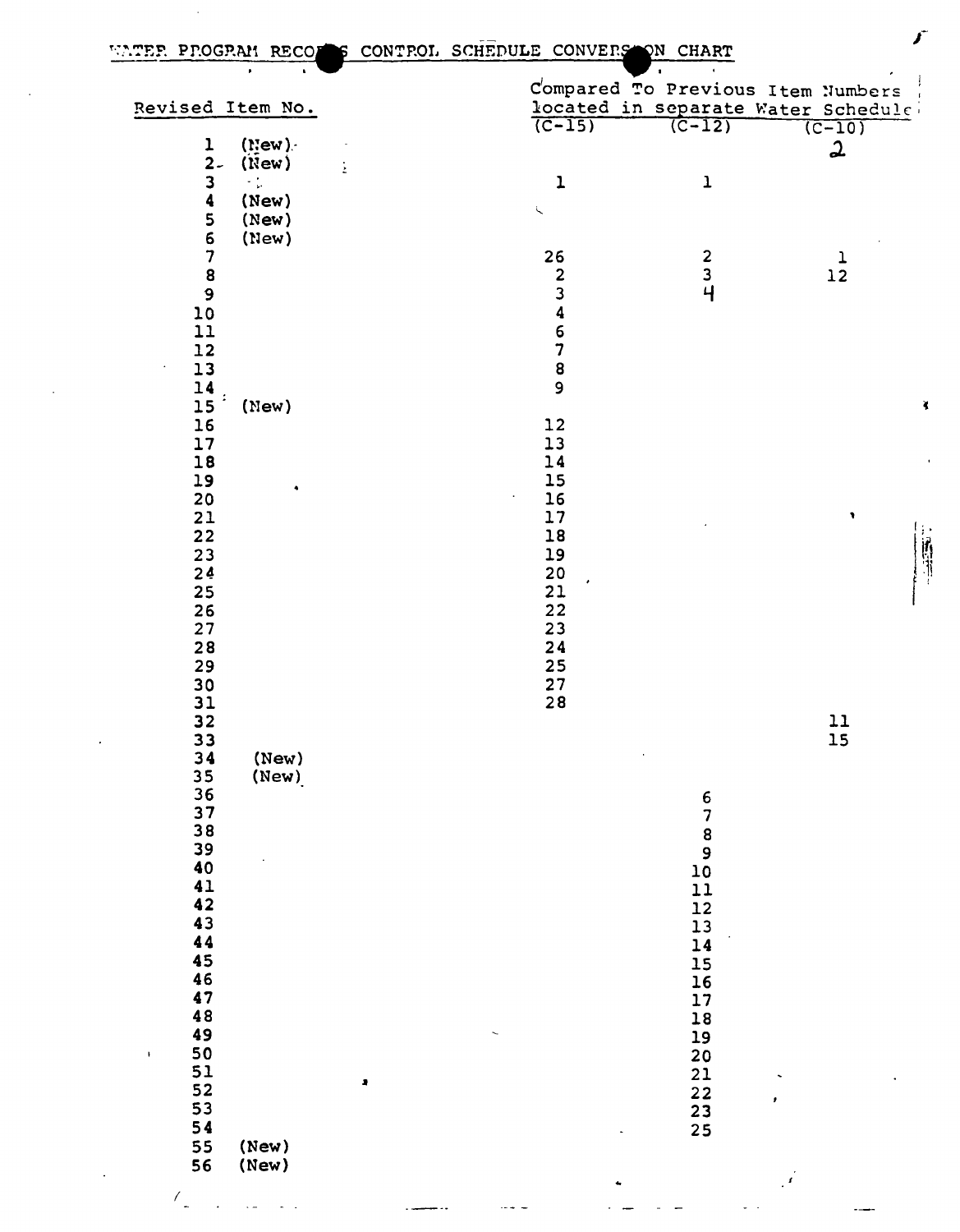# WATER PROGRAM RECORDS CONTROL SCHEDULE CONVERSION CHART

| Revised Item No. | | Compared To Previous Item Numbers located in separate Water Schedule (C-15) | (C-12) | (C-10) |
|---|---|---|---|---|
| 1 | (New) | | | 2 |
| 2 | (New) | | | |
| 3 | | 1 | 1 | |
| 4 | (New) | | | |
| 5 | (New) | | | |
| 6 | (New) | | | |
| 7 | | 26 | 2 | 1 |
| 8 | | 2 | 3 | 12 |
| 9 | | 3 | 4 | |
| 10 | | 4 | | |
| 11 | | 6 | | |
| 12 | | 7 | | |
| 13 | | 8 | | |
| 14 | | 9 | | |
| 15 | (New) | | | |
| 16 | | 12 | | |
| 17 | | 13 | | |
| 18 | | 14 | | |
| 19 | | 15 | | |
| 20 | | 16 | | |
| 21 | | 17 | | |
| 22 | | 18 | | |
| 23 | | 19 | | |
| 24 | | 20 | | |
| 25 | | 21 | | |
| 26 | | 22 | | |
| 27 | | 23 | | |
| 28 | | 24 | | |
| 29 | | 25 | | |
| 30 | | 27 | | |
| 31 | | 28 | | |
| 32 | | | | 11 |
| 33 | | | | 15 |
| 34 | (New) | | | |
| 35 | (New) | | | |
| 36 | | | 6 | |
| 37 | | | 7 | |
| 38 | | | 8 | |
| 39 | | | 9 | |
| 40 | | | 10 | |
| 41 | | | 11 | |
| 42 | | | 12 | |
| 43 | | | 13 | |
| 44 | | | 14 | |
| 45 | | | 15 | |
| 46 | | | 16 | |
| 47 | | | 17 | |
| 48 | | | 18 | |
| 49 | | | 19 | |
| 50 | | | 20 | |
| 51 | | | 21 | |
| 52 | | | 22 | |
| 53 | | | 23 | |
| 54 | | | 25 | |
| 55 | (New) | | | |
| 56 | (New) | | | |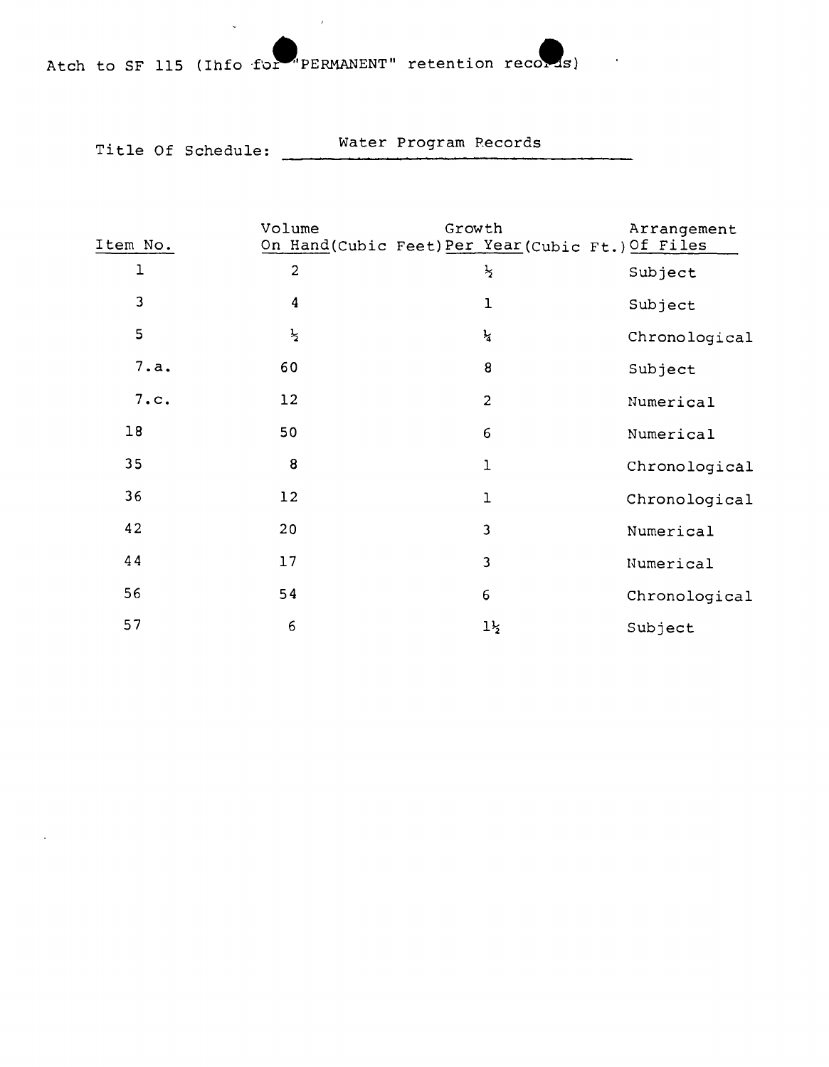Atch to SF 115 (Info for "PERMANENT" retention records)

Title Of Schedule: Water Program Records

| Item No. | Volume On Hand (Cubic Feet) | Growth Per Year (Cubic Ft.) | Arrangement Of Files |
|---|---|---|---|
| 1 | 2 | ½ | Subject |
| 3 | 4 | 1 | Subject |
| 5 | ½ | ¼ | Chronological |
| 7.a. | 60 | 8 | Subject |
| 7.c. | 12 | 2 | Numerical |
| 18 | 50 | 6 | Numerical |
| 35 | 8 | 1 | Chronological |
| 36 | 12 | 1 | Chronological |
| 42 | 20 | 3 | Numerical |
| 44 | 17 | 3 | Numerical |
| 56 | 54 | 6 | Chronological |
| 57 | 6 | 1½ | Subject |